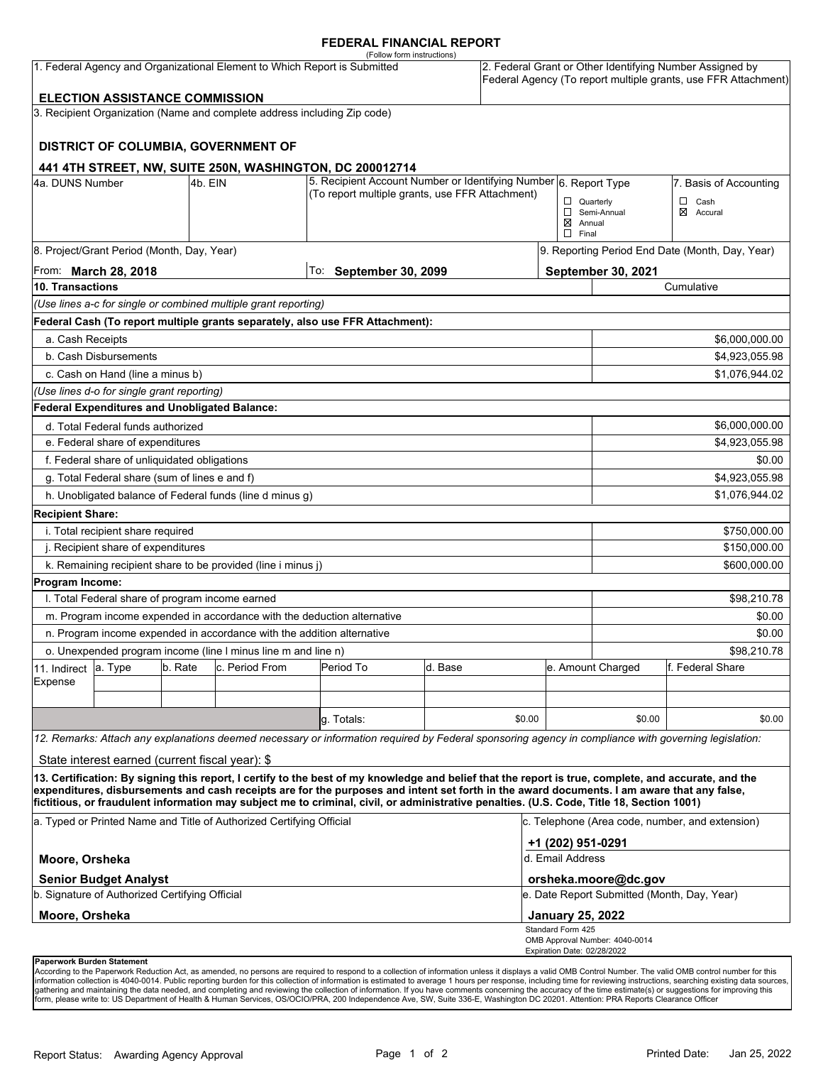# FEDERAL FINANCIAL REPORT

(Follow form instructions)

| 1. Federal Agency and Organizational Element to Which Report is Submitted | 2. Federal Grant or Other Identifying Number Assigned by Federal Agency (To report multiple grants, use FFR Attachment) |
|---|---|
| **ELECTION ASSISTANCE COMMISSION** | |

3. Recipient Organization (Name and complete address including Zip code)

**DISTRICT OF COLUMBIA, GOVERNMENT OF**

**441 4TH STREET, NW, SUITE 250N, WASHINGTON, DC 200012714**

| 4a. DUNS Number | 4b. EIN | 5. Recipient Account Number or Identifying Number (To report multiple grants, use FFR Attachment) | 6. Report Type | 7. Basis of Accounting |
|---|---|---|---|---|
| | | | ☐ Quarterly<br>☐ Semi-Annual<br>☒ Annual<br>☐ Final | ☐ Cash<br>☒ Accural |

| 8. Project/Grant Period (Month, Day, Year) | | 9. Reporting Period End Date (Month, Day, Year) |
|---|---|---|
| From: **March 28, 2018** | To: **September 30, 2099** | **September 30, 2021** |

| 10. Transactions | Cumulative |
|---|---|
| *(Use lines a-c for single or combined multiple grant reporting)* | |
| **Federal Cash (To report multiple grants separately, also use FFR Attachment):** | |
| a. Cash Receipts | $6,000,000.00 |
| b. Cash Disbursements | $4,923,055.98 |
| c. Cash on Hand (line a minus b) | $1,076,944.02 |
| *(Use lines d-o for single grant reporting)* | |
| **Federal Expenditures and Unobligated Balance:** | |
| d. Total Federal funds authorized | $6,000,000.00 |
| e. Federal share of expenditures | $4,923,055.98 |
| f. Federal share of unliquidated obligations | $0.00 |
| g. Total Federal share (sum of lines e and f) | $4,923,055.98 |
| h. Unobligated balance of Federal funds (line d minus g) | $1,076,944.02 |
| **Recipient Share:** | |
| i. Total recipient share required | $750,000.00 |
| j. Recipient share of expenditures | $150,000.00 |
| k. Remaining recipient share to be provided (line i minus j) | $600,000.00 |
| **Program Income:** | |
| l. Total Federal share of program income earned | $98,210.78 |
| m. Program income expended in accordance with the deduction alternative | $0.00 |
| n. Program income expended in accordance with the addition alternative | $0.00 |
| o. Unexpended program income (line l minus line m and line n) | $98,210.78 |

| 11. Indirect Expense | a. Type | b. Rate | c. Period From | Period To | d. Base | e. Amount Charged | f. Federal Share |
|---|---|---|---|---|---|---|---|
| | | | | | | | |
| | | | | | | | |
| | | | | g. Totals: | $0.00 | $0.00 | $0.00 |

*12. Remarks: Attach any explanations deemed necessary or information required by Federal sponsoring agency in compliance with governing legislation:*

State interest earned (current fiscal year): $

**13. Certification: By signing this report, I certify to the best of my knowledge and belief that the report is true, complete, and accurate, and the expenditures, disbursements and cash receipts are for the purposes and intent set forth in the award documents. I am aware that any false, fictitious, or fraudulent information may subject me to criminal, civil, or administrative penalties. (U.S. Code, Title 18, Section 1001)**

| a. Typed or Printed Name and Title of Authorized Certifying Official | c. Telephone (Area code, number, and extension) |
|---|---|
| **Moore, Orsheka** | **+1 (202) 951-0291** |
| **Senior Budget Analyst** | d. Email Address<br>**orsheka.moore@dc.gov** |
| b. Signature of Authorized Certifying Official | e. Date Report Submitted (Month, Day, Year) |
| **Moore, Orsheka** | **January 25, 2022** |

Standard Form 425
OMB Approval Number: 4040-0014
Expiration Date: 02/28/2022

**Paperwork Burden Statement**

According to the Paperwork Reduction Act, as amended, no persons are required to respond to a collection of information unless it displays a valid OMB Control Number. The valid OMB control number for this information collection is 4040-0014. Public reporting burden for this collection of information is estimated to average 1 hours per response, including time for reviewing instructions, searching existing data sources, gathering and maintaining the data needed, and completing and reviewing the collection of information. If you have comments concerning the accuracy of the time estimate(s) or suggestions for improving this form, please write to: US Department of Health & Human Services, OS/OCIO/PRA, 200 Independence Ave, SW, Suite 336-E, Washington DC 20201. Attention: PRA Reports Clearance Officer

Report Status: Awarding Agency Approval

Printed Date: Jan 25, 2022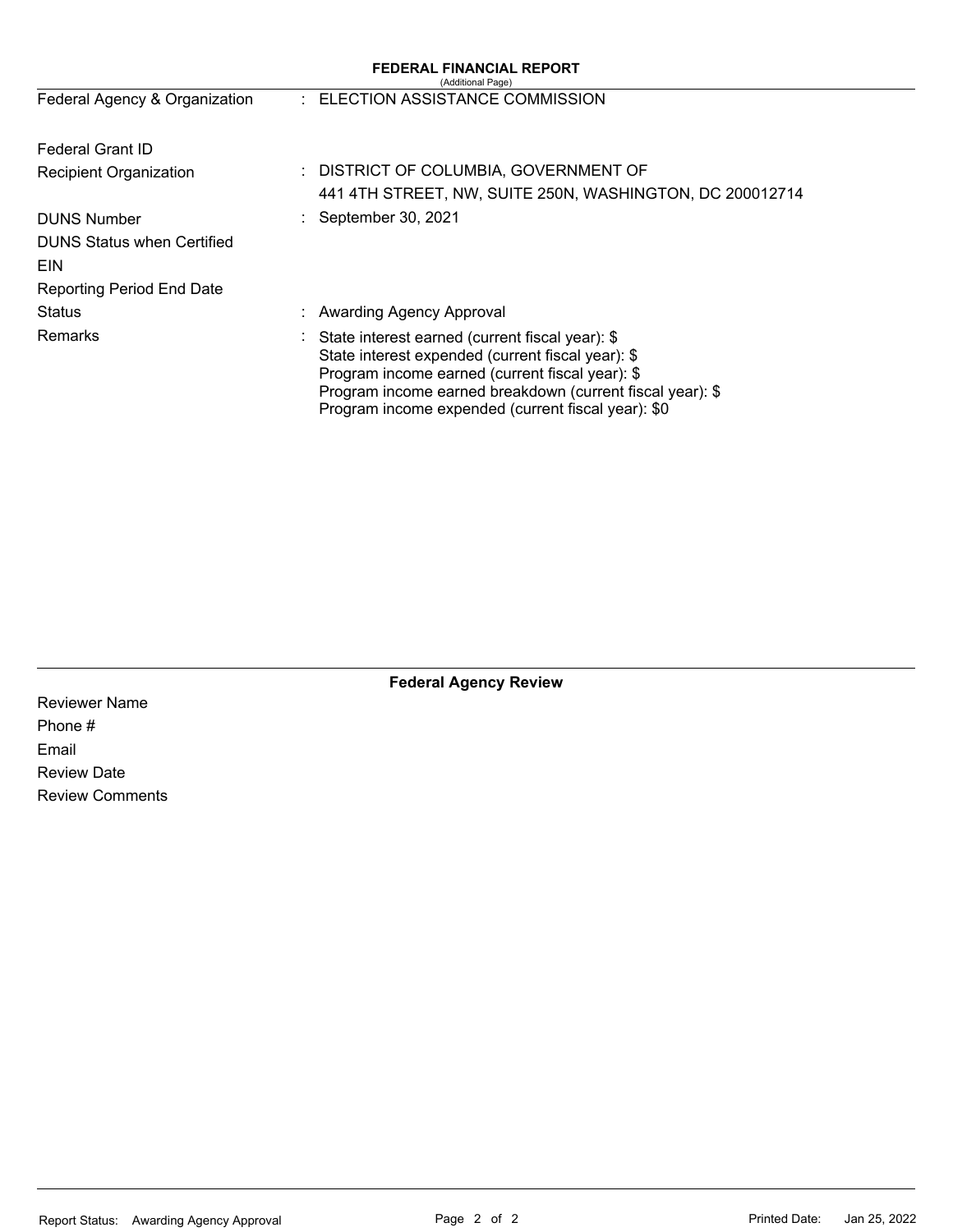## FEDERAL FINANCIAL REPORT

(Additional Page)

| | | |
|---|---|---|
| Federal Agency & Organization | : | ELECTION ASSISTANCE COMMISSION |
| Federal Grant ID | | |
| Recipient Organization | : | DISTRICT OF COLUMBIA, GOVERNMENT OF<br>441 4TH STREET, NW, SUITE 250N, WASHINGTON, DC 200012714 |
| DUNS Number | : | September 30, 2021 |
| DUNS Status when Certified | | |
| EIN | | |
| Reporting Period End Date | | |
| Status | : | Awarding Agency Approval |
| Remarks | : | State interest earned (current fiscal year): $<br>State interest expended (current fiscal year): $<br>Program income earned (current fiscal year): $<br>Program income earned breakdown (current fiscal year): $<br>Program income expended (current fiscal year): $0 |

### Federal Agency Review

Reviewer Name

Phone #

Email

Review Date

Review Comments

Report Status: Awarding Agency Approval

Printed Date: Jan 25, 2022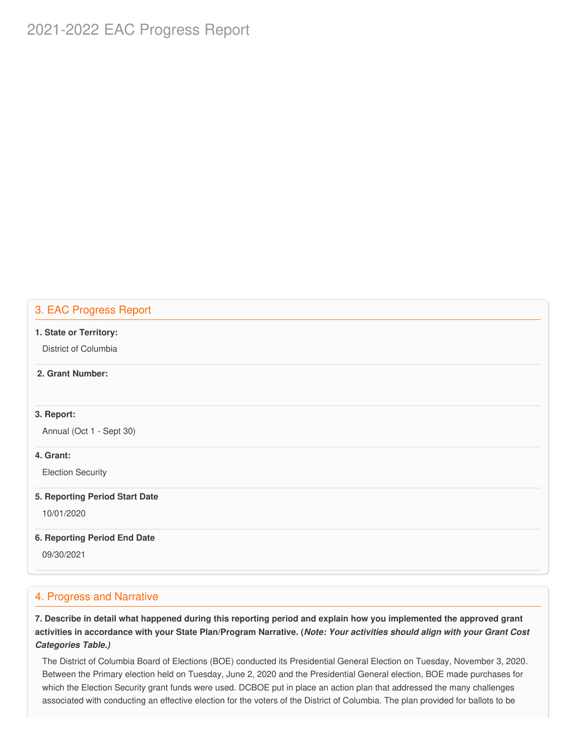## 3. EAC Progress Report

**1. State or Territory:**

District of Columbia

**2. Grant Number:**

**3. Report:**

Annual (Oct 1 - Sept 30)

**4. Grant:**

Election Security

**5. Reporting Period Start Date**

10/01/2020

**6. Reporting Period End Date**

09/30/2021

## 4. Progress and Narrative

**7. Describe in detail what happened during this reporting period and explain how you implemented the approved grant activities in accordance with your State Plan/Program Narrative. (*Note: Your activities should align with your Grant Cost Categories Table.)***

The District of Columbia Board of Elections (BOE) conducted its Presidential General Election on Tuesday, November 3, 2020. Between the Primary election held on Tuesday, June 2, 2020 and the Presidential General election, BOE made purchases for which the Election Security grant funds were used. DCBOE put in place an action plan that addressed the many challenges associated with conducting an effective election for the voters of the District of Columbia. The plan provided for ballots to be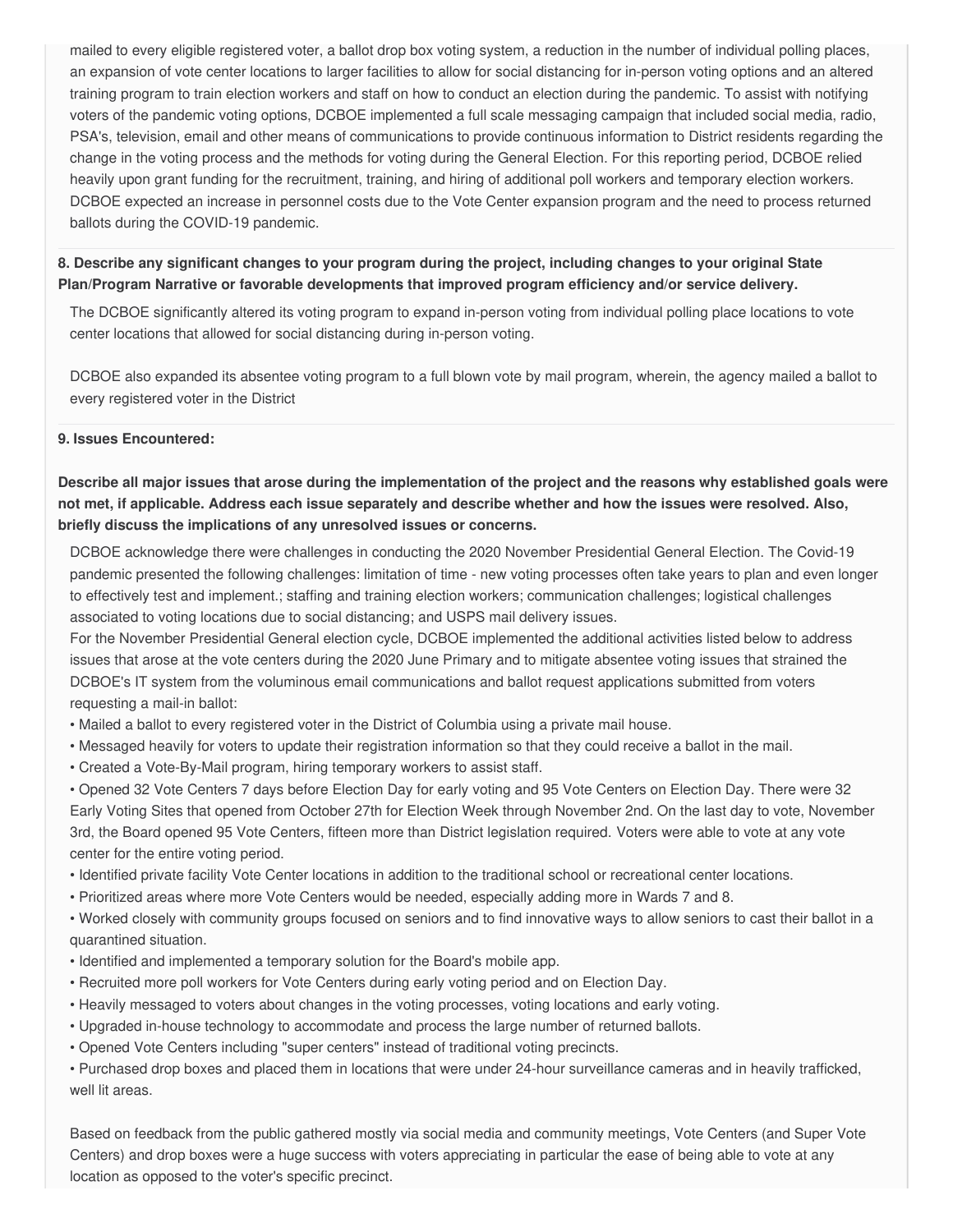mailed to every eligible registered voter, a ballot drop box voting system, a reduction in the number of individual polling places, an expansion of vote center locations to larger facilities to allow for social distancing for in-person voting options and an altered training program to train election workers and staff on how to conduct an election during the pandemic. To assist with notifying voters of the pandemic voting options, DCBOE implemented a full scale messaging campaign that included social media, radio, PSA's, television, email and other means of communications to provide continuous information to District residents regarding the change in the voting process and the methods for voting during the General Election. For this reporting period, DCBOE relied heavily upon grant funding for the recruitment, training, and hiring of additional poll workers and temporary election workers. DCBOE expected an increase in personnel costs due to the Vote Center expansion program and the need to process returned ballots during the COVID-19 pandemic.

**8. Describe any significant changes to your program during the project, including changes to your original State Plan/Program Narrative or favorable developments that improved program efficiency and/or service delivery.**

The DCBOE significantly altered its voting program to expand in-person voting from individual polling place locations to vote center locations that allowed for social distancing during in-person voting.

DCBOE also expanded its absentee voting program to a full blown vote by mail program, wherein, the agency mailed a ballot to every registered voter in the District

**9. Issues Encountered:**

**Describe all major issues that arose during the implementation of the project and the reasons why established goals were not met, if applicable. Address each issue separately and describe whether and how the issues were resolved. Also, briefly discuss the implications of any unresolved issues or concerns.**

DCBOE acknowledge there were challenges in conducting the 2020 November Presidential General Election. The Covid-19 pandemic presented the following challenges: limitation of time - new voting processes often take years to plan and even longer to effectively test and implement.; staffing and training election workers; communication challenges; logistical challenges associated to voting locations due to social distancing; and USPS mail delivery issues.

For the November Presidential General election cycle, DCBOE implemented the additional activities listed below to address issues that arose at the vote centers during the 2020 June Primary and to mitigate absentee voting issues that strained the DCBOE's IT system from the voluminous email communications and ballot request applications submitted from voters requesting a mail-in ballot:

- Mailed a ballot to every registered voter in the District of Columbia using a private mail house.
- Messaged heavily for voters to update their registration information so that they could receive a ballot in the mail.
- Created a Vote-By-Mail program, hiring temporary workers to assist staff.
- Opened 32 Vote Centers 7 days before Election Day for early voting and 95 Vote Centers on Election Day. There were 32 Early Voting Sites that opened from October 27th for Election Week through November 2nd. On the last day to vote, November 3rd, the Board opened 95 Vote Centers, fifteen more than District legislation required. Voters were able to vote at any vote center for the entire voting period.
- Identified private facility Vote Center locations in addition to the traditional school or recreational center locations.
- Prioritized areas where more Vote Centers would be needed, especially adding more in Wards 7 and 8.
- Worked closely with community groups focused on seniors and to find innovative ways to allow seniors to cast their ballot in a quarantined situation.
- Identified and implemented a temporary solution for the Board's mobile app.
- Recruited more poll workers for Vote Centers during early voting period and on Election Day.
- Heavily messaged to voters about changes in the voting processes, voting locations and early voting.
- Upgraded in-house technology to accommodate and process the large number of returned ballots.
- Opened Vote Centers including "super centers" instead of traditional voting precincts.
- Purchased drop boxes and placed them in locations that were under 24-hour surveillance cameras and in heavily trafficked, well lit areas.

Based on feedback from the public gathered mostly via social media and community meetings, Vote Centers (and Super Vote Centers) and drop boxes were a huge success with voters appreciating in particular the ease of being able to vote at any location as opposed to the voter's specific precinct.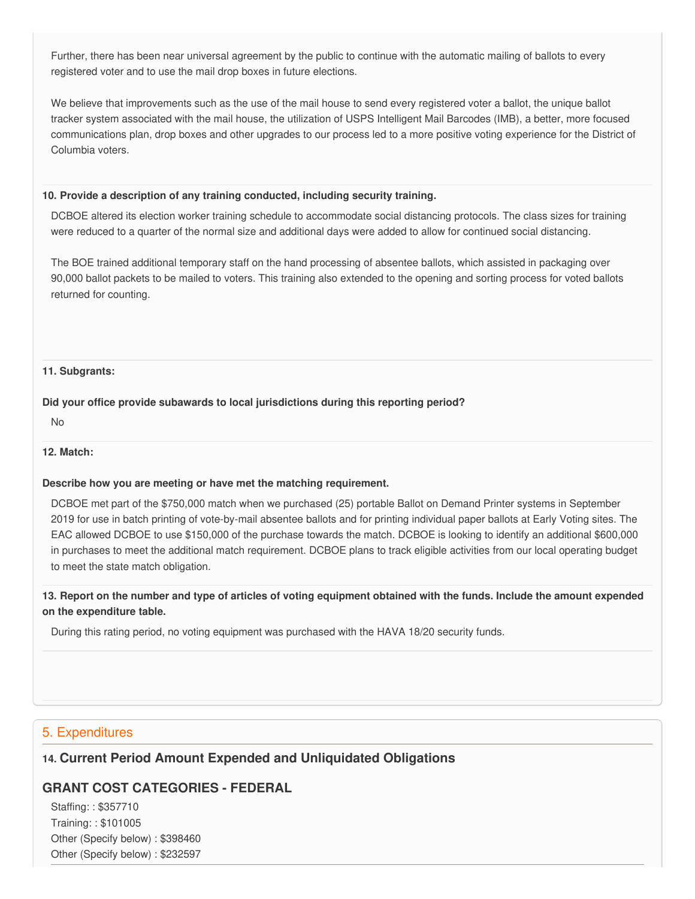Further, there has been near universal agreement by the public to continue with the automatic mailing of ballots to every registered voter and to use the mail drop boxes in future elections.

We believe that improvements such as the use of the mail house to send every registered voter a ballot, the unique ballot tracker system associated with the mail house, the utilization of USPS Intelligent Mail Barcodes (IMB), a better, more focused communications plan, drop boxes and other upgrades to our process led to a more positive voting experience for the District of Columbia voters.

**10. Provide a description of any training conducted, including security training.**

DCBOE altered its election worker training schedule to accommodate social distancing protocols. The class sizes for training were reduced to a quarter of the normal size and additional days were added to allow for continued social distancing.

The BOE trained additional temporary staff on the hand processing of absentee ballots, which assisted in packaging over 90,000 ballot packets to be mailed to voters. This training also extended to the opening and sorting process for voted ballots returned for counting.

**11. Subgrants:**

**Did your office provide subawards to local jurisdictions during this reporting period?**

No

**12. Match:**

**Describe how you are meeting or have met the matching requirement.**

DCBOE met part of the $750,000 match when we purchased (25) portable Ballot on Demand Printer systems in September 2019 for use in batch printing of vote-by-mail absentee ballots and for printing individual paper ballots at Early Voting sites. The EAC allowed DCBOE to use $150,000 of the purchase towards the match. DCBOE is looking to identify an additional $600,000 in purchases to meet the additional match requirement. DCBOE plans to track eligible activities from our local operating budget to meet the state match obligation.

**13. Report on the number and type of articles of voting equipment obtained with the funds. Include the amount expended on the expenditure table.**

During this rating period, no voting equipment was purchased with the HAVA 18/20 security funds.

## 5. Expenditures

### 14. Current Period Amount Expended and Unliquidated Obligations

### GRANT COST CATEGORIES - FEDERAL

Staffing: : $357710
Training: : $101005
Other (Specify below) : $398460
Other (Specify below) : $232597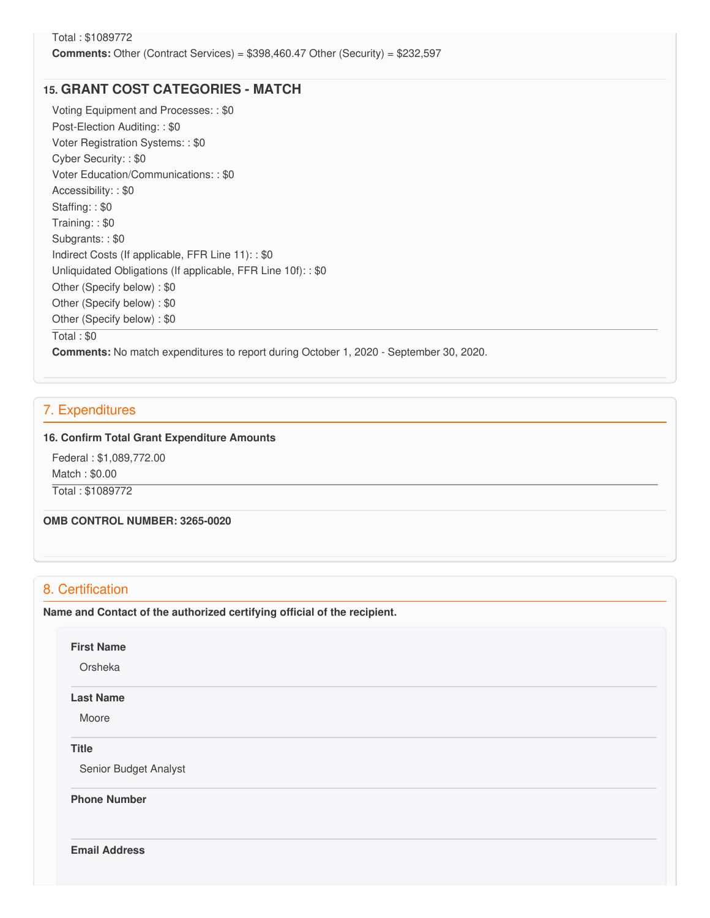Total : $1089772

**Comments:** Other (Contract Services) = $398,460.47 Other (Security) = $232,597

### 15. GRANT COST CATEGORIES - MATCH

Voting Equipment and Processes: : $0
Post-Election Auditing: : $0
Voter Registration Systems: : $0
Cyber Security: : $0
Voter Education/Communications: : $0
Accessibility: : $0
Staffing: : $0
Training: : $0
Subgrants: : $0
Indirect Costs (If applicable, FFR Line 11): : $0
Unliquidated Obligations (If applicable, FFR Line 10f): : $0
Other (Specify below) : $0
Other (Specify below) : $0
Other (Specify below) : $0

Total : $0

**Comments:** No match expenditures to report during October 1, 2020 - September 30, 2020.

## 7. Expenditures

**16. Confirm Total Grant Expenditure Amounts**

Federal : $1,089,772.00
Match : $0.00

Total : $1089772

**OMB CONTROL NUMBER: 3265-0020**

## 8. Certification

**Name and Contact of the authorized certifying official of the recipient.**

**First Name**

Orsheka

**Last Name**

Moore

**Title**

Senior Budget Analyst

**Phone Number**

**Email Address**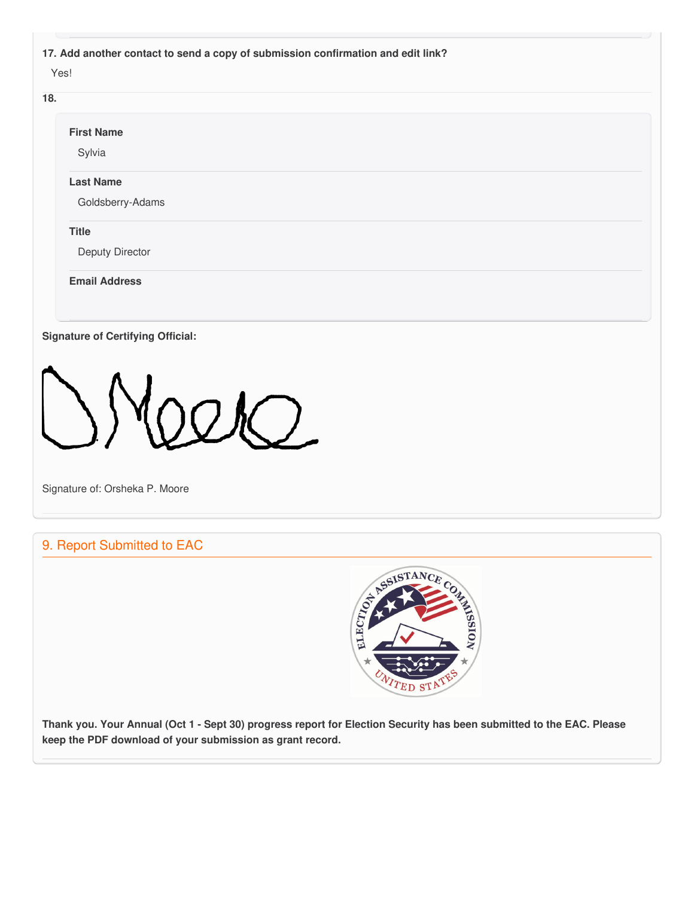**17. Add another contact to send a copy of submission confirmation and edit link?**

Yes!

**18.**

**First Name**

Sylvia

**Last Name**

Goldsberry-Adams

**Title**

Deputy Director

**Email Address**

**Signature of Certifying Official:**

Signature of: Orsheka P. Moore

## 9. Report Submitted to EAC

**Thank you. Your Annual (Oct 1 - Sept 30) progress report for Election Security has been submitted to the EAC. Please keep the PDF download of your submission as grant record.**